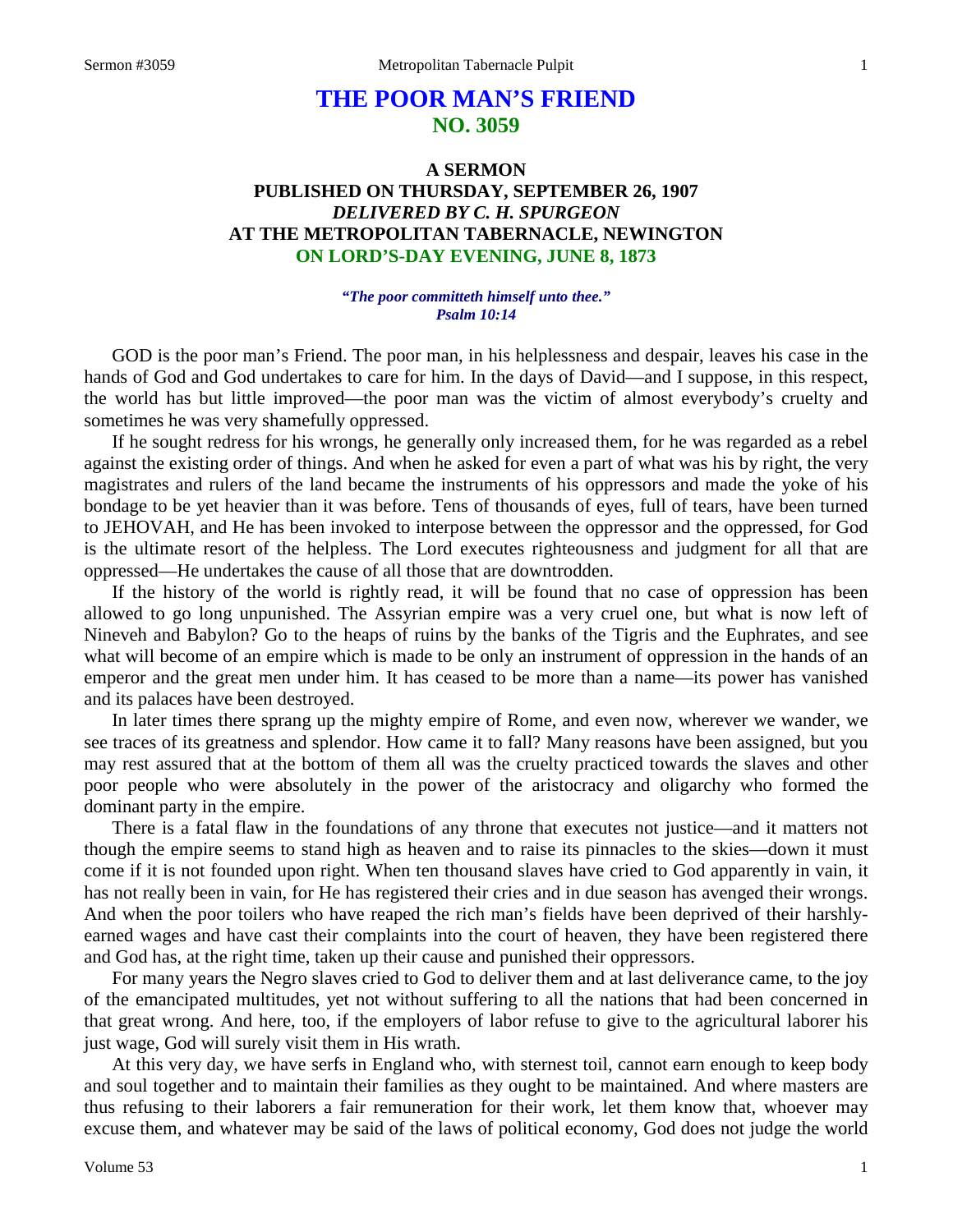# THE POOR MAN'S FRIEND
## NO. 3059

### A SERMON
### PUBLISHED ON THURSDAY, SEPTEMBER 26, 1907
### *DELIVERED BY C. H. SPURGEON*
### AT THE METROPOLITAN TABERNACLE, NEWINGTON
### ON LORD'S-DAY EVENING, JUNE 8, 1873

***"The poor committeth himself unto thee." Psalm 10:14***

GOD is the poor man's Friend. The poor man, in his helplessness and despair, leaves his case in the hands of God and God undertakes to care for him. In the days of David—and I suppose, in this respect, the world has but little improved—the poor man was the victim of almost everybody's cruelty and sometimes he was very shamefully oppressed.

If he sought redress for his wrongs, he generally only increased them, for he was regarded as a rebel against the existing order of things. And when he asked for even a part of what was his by right, the very magistrates and rulers of the land became the instruments of his oppressors and made the yoke of his bondage to be yet heavier than it was before. Tens of thousands of eyes, full of tears, have been turned to JEHOVAH, and He has been invoked to interpose between the oppressor and the oppressed, for God is the ultimate resort of the helpless. The Lord executes righteousness and judgment for all that are oppressed—He undertakes the cause of all those that are downtrodden.

If the history of the world is rightly read, it will be found that no case of oppression has been allowed to go long unpunished. The Assyrian empire was a very cruel one, but what is now left of Nineveh and Babylon? Go to the heaps of ruins by the banks of the Tigris and the Euphrates, and see what will become of an empire which is made to be only an instrument of oppression in the hands of an emperor and the great men under him. It has ceased to be more than a name—its power has vanished and its palaces have been destroyed.

In later times there sprang up the mighty empire of Rome, and even now, wherever we wander, we see traces of its greatness and splendor. How came it to fall? Many reasons have been assigned, but you may rest assured that at the bottom of them all was the cruelty practiced towards the slaves and other poor people who were absolutely in the power of the aristocracy and oligarchy who formed the dominant party in the empire.

There is a fatal flaw in the foundations of any throne that executes not justice—and it matters not though the empire seems to stand high as heaven and to raise its pinnacles to the skies—down it must come if it is not founded upon right. When ten thousand slaves have cried to God apparently in vain, it has not really been in vain, for He has registered their cries and in due season has avenged their wrongs. And when the poor toilers who have reaped the rich man's fields have been deprived of their harshly-earned wages and have cast their complaints into the court of heaven, they have been registered there and God has, at the right time, taken up their cause and punished their oppressors.

For many years the Negro slaves cried to God to deliver them and at last deliverance came, to the joy of the emancipated multitudes, yet not without suffering to all the nations that had been concerned in that great wrong. And here, too, if the employers of labor refuse to give to the agricultural laborer his just wage, God will surely visit them in His wrath.

At this very day, we have serfs in England who, with sternest toil, cannot earn enough to keep body and soul together and to maintain their families as they ought to be maintained. And where masters are thus refusing to their laborers a fair remuneration for their work, let them know that, whoever may excuse them, and whatever may be said of the laws of political economy, God does not judge the world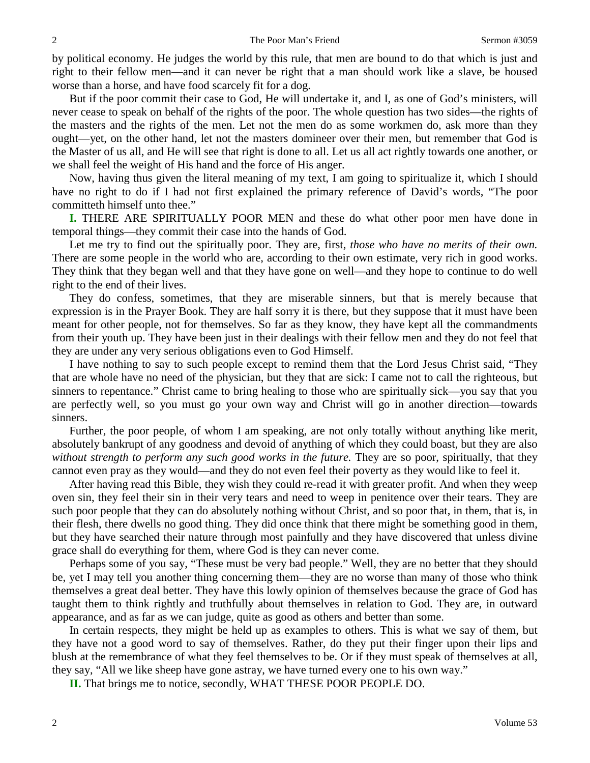by political economy. He judges the world by this rule, that men are bound to do that which is just and right to their fellow men—and it can never be right that a man should work like a slave, be housed worse than a horse, and have food scarcely fit for a dog.

But if the poor commit their case to God, He will undertake it, and I, as one of God's ministers, will never cease to speak on behalf of the rights of the poor. The whole question has two sides—the rights of the masters and the rights of the men. Let not the men do as some workmen do, ask more than they ought—yet, on the other hand, let not the masters domineer over their men, but remember that God is the Master of us all, and He will see that right is done to all. Let us all act rightly towards one another, or we shall feel the weight of His hand and the force of His anger.

Now, having thus given the literal meaning of my text, I am going to spiritualize it, which I should have no right to do if I had not first explained the primary reference of David's words, "The poor committeth himself unto thee."

**I.** THERE ARE SPIRITUALLY POOR MEN and these do what other poor men have done in temporal things—they commit their case into the hands of God.

Let me try to find out the spiritually poor. They are, first, *those who have no merits of their own.* There are some people in the world who are, according to their own estimate, very rich in good works. They think that they began well and that they have gone on well—and they hope to continue to do well right to the end of their lives.

They do confess, sometimes, that they are miserable sinners, but that is merely because that expression is in the Prayer Book. They are half sorry it is there, but they suppose that it must have been meant for other people, not for themselves. So far as they know, they have kept all the commandments from their youth up. They have been just in their dealings with their fellow men and they do not feel that they are under any very serious obligations even to God Himself.

I have nothing to say to such people except to remind them that the Lord Jesus Christ said, "They that are whole have no need of the physician, but they that are sick: I came not to call the righteous, but sinners to repentance." Christ came to bring healing to those who are spiritually sick—you say that you are perfectly well, so you must go your own way and Christ will go in another direction—towards sinners.

Further, the poor people, of whom I am speaking, are not only totally without anything like merit, absolutely bankrupt of any goodness and devoid of anything of which they could boast, but they are also *without strength to perform any such good works in the future.* They are so poor, spiritually, that they cannot even pray as they would—and they do not even feel their poverty as they would like to feel it.

After having read this Bible, they wish they could re-read it with greater profit. And when they weep oven sin, they feel their sin in their very tears and need to weep in penitence over their tears. They are such poor people that they can do absolutely nothing without Christ, and so poor that, in them, that is, in their flesh, there dwells no good thing. They did once think that there might be something good in them, but they have searched their nature through most painfully and they have discovered that unless divine grace shall do everything for them, where God is they can never come.

Perhaps some of you say, "These must be very bad people." Well, they are no better that they should be, yet I may tell you another thing concerning them—they are no worse than many of those who think themselves a great deal better. They have this lowly opinion of themselves because the grace of God has taught them to think rightly and truthfully about themselves in relation to God. They are, in outward appearance, and as far as we can judge, quite as good as others and better than some.

In certain respects, they might be held up as examples to others. This is what we say of them, but they have not a good word to say of themselves. Rather, do they put their finger upon their lips and blush at the remembrance of what they feel themselves to be. Or if they must speak of themselves at all, they say, "All we like sheep have gone astray, we have turned every one to his own way."

**II.** That brings me to notice, secondly, WHAT THESE POOR PEOPLE DO.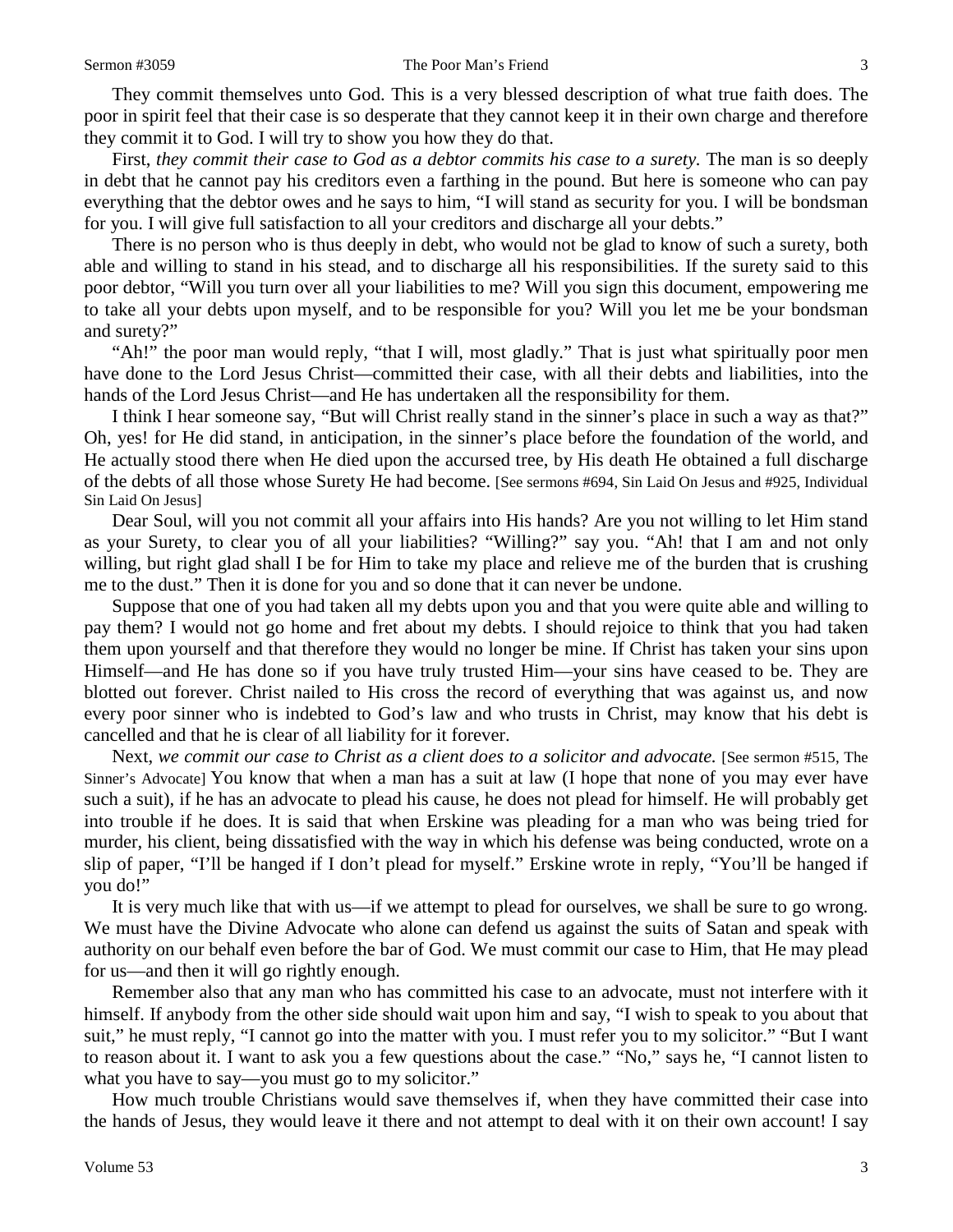They commit themselves unto God. This is a very blessed description of what true faith does. The poor in spirit feel that their case is so desperate that they cannot keep it in their own charge and therefore they commit it to God. I will try to show you how they do that.

First, *they commit their case to God as a debtor commits his case to a surety.* The man is so deeply in debt that he cannot pay his creditors even a farthing in the pound. But here is someone who can pay everything that the debtor owes and he says to him, "I will stand as security for you. I will be bondsman for you. I will give full satisfaction to all your creditors and discharge all your debts."

There is no person who is thus deeply in debt, who would not be glad to know of such a surety, both able and willing to stand in his stead, and to discharge all his responsibilities. If the surety said to this poor debtor, "Will you turn over all your liabilities to me? Will you sign this document, empowering me to take all your debts upon myself, and to be responsible for you? Will you let me be your bondsman and surety?"

"Ah!" the poor man would reply, "that I will, most gladly." That is just what spiritually poor men have done to the Lord Jesus Christ—committed their case, with all their debts and liabilities, into the hands of the Lord Jesus Christ—and He has undertaken all the responsibility for them.

I think I hear someone say, "But will Christ really stand in the sinner's place in such a way as that?" Oh, yes! for He did stand, in anticipation, in the sinner's place before the foundation of the world, and He actually stood there when He died upon the accursed tree, by His death He obtained a full discharge of the debts of all those whose Surety He had become. [See sermons #694, Sin Laid On Jesus and #925, Individual Sin Laid On Jesus]

Dear Soul, will you not commit all your affairs into His hands? Are you not willing to let Him stand as your Surety, to clear you of all your liabilities? "Willing?" say you. "Ah! that I am and not only willing, but right glad shall I be for Him to take my place and relieve me of the burden that is crushing me to the dust." Then it is done for you and so done that it can never be undone.

Suppose that one of you had taken all my debts upon you and that you were quite able and willing to pay them? I would not go home and fret about my debts. I should rejoice to think that you had taken them upon yourself and that therefore they would no longer be mine. If Christ has taken your sins upon Himself—and He has done so if you have truly trusted Him—your sins have ceased to be. They are blotted out forever. Christ nailed to His cross the record of everything that was against us, and now every poor sinner who is indebted to God's law and who trusts in Christ, may know that his debt is cancelled and that he is clear of all liability for it forever.

Next, *we commit our case to Christ as a client does to a solicitor and advocate.* [See sermon #515, The Sinner's Advocate] You know that when a man has a suit at law (I hope that none of you may ever have such a suit), if he has an advocate to plead his cause, he does not plead for himself. He will probably get into trouble if he does. It is said that when Erskine was pleading for a man who was being tried for murder, his client, being dissatisfied with the way in which his defense was being conducted, wrote on a slip of paper, "I'll be hanged if I don't plead for myself." Erskine wrote in reply, "You'll be hanged if you do!"

It is very much like that with us—if we attempt to plead for ourselves, we shall be sure to go wrong. We must have the Divine Advocate who alone can defend us against the suits of Satan and speak with authority on our behalf even before the bar of God. We must commit our case to Him, that He may plead for us—and then it will go rightly enough.

Remember also that any man who has committed his case to an advocate, must not interfere with it himself. If anybody from the other side should wait upon him and say, "I wish to speak to you about that suit," he must reply, "I cannot go into the matter with you. I must refer you to my solicitor." "But I want to reason about it. I want to ask you a few questions about the case." "No," says he, "I cannot listen to what you have to say—you must go to my solicitor."

How much trouble Christians would save themselves if, when they have committed their case into the hands of Jesus, they would leave it there and not attempt to deal with it on their own account! I say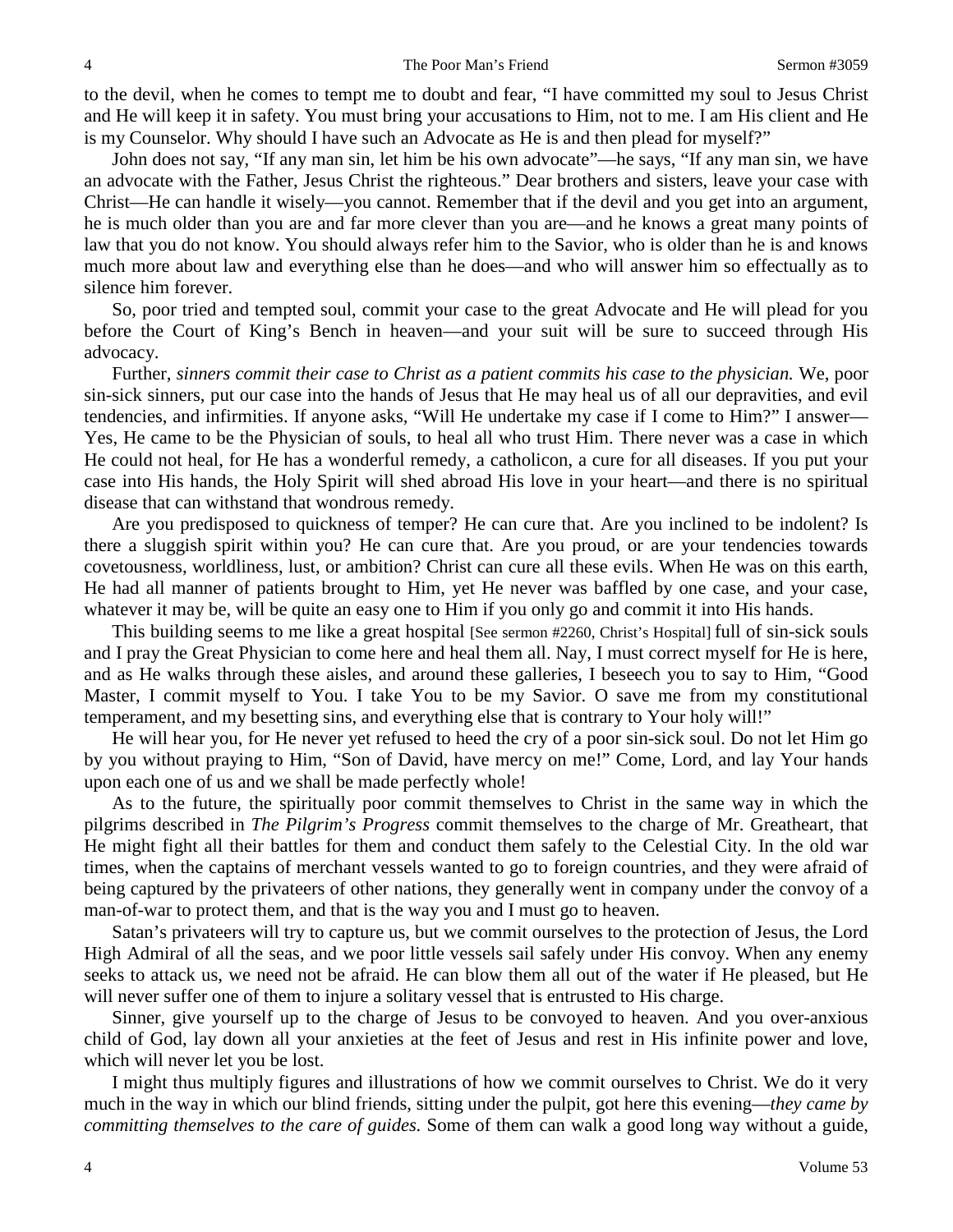to the devil, when he comes to tempt me to doubt and fear, "I have committed my soul to Jesus Christ and He will keep it in safety. You must bring your accusations to Him, not to me. I am His client and He is my Counselor. Why should I have such an Advocate as He is and then plead for myself?"

John does not say, "If any man sin, let him be his own advocate"—he says, "If any man sin, we have an advocate with the Father, Jesus Christ the righteous." Dear brothers and sisters, leave your case with Christ—He can handle it wisely—you cannot. Remember that if the devil and you get into an argument, he is much older than you are and far more clever than you are—and he knows a great many points of law that you do not know. You should always refer him to the Savior, who is older than he is and knows much more about law and everything else than he does—and who will answer him so effectually as to silence him forever.

So, poor tried and tempted soul, commit your case to the great Advocate and He will plead for you before the Court of King's Bench in heaven—and your suit will be sure to succeed through His advocacy.

Further, *sinners commit their case to Christ as a patient commits his case to the physician.* We, poor sin-sick sinners, put our case into the hands of Jesus that He may heal us of all our depravities, and evil tendencies, and infirmities. If anyone asks, "Will He undertake my case if I come to Him?" I answer—Yes, He came to be the Physician of souls, to heal all who trust Him. There never was a case in which He could not heal, for He has a wonderful remedy, a catholicon, a cure for all diseases. If you put your case into His hands, the Holy Spirit will shed abroad His love in your heart—and there is no spiritual disease that can withstand that wondrous remedy.

Are you predisposed to quickness of temper? He can cure that. Are you inclined to be indolent? Is there a sluggish spirit within you? He can cure that. Are you proud, or are your tendencies towards covetousness, worldliness, lust, or ambition? Christ can cure all these evils. When He was on this earth, He had all manner of patients brought to Him, yet He never was baffled by one case, and your case, whatever it may be, will be quite an easy one to Him if you only go and commit it into His hands.

This building seems to me like a great hospital [See sermon #2260, Christ's Hospital] full of sin-sick souls and I pray the Great Physician to come here and heal them all. Nay, I must correct myself for He is here, and as He walks through these aisles, and around these galleries, I beseech you to say to Him, "Good Master, I commit myself to You. I take You to be my Savior. O save me from my constitutional temperament, and my besetting sins, and everything else that is contrary to Your holy will!"

He will hear you, for He never yet refused to heed the cry of a poor sin-sick soul. Do not let Him go by you without praying to Him, "Son of David, have mercy on me!" Come, Lord, and lay Your hands upon each one of us and we shall be made perfectly whole!

As to the future, the spiritually poor commit themselves to Christ in the same way in which the pilgrims described in *The Pilgrim's Progress* commit themselves to the charge of Mr. Greatheart, that He might fight all their battles for them and conduct them safely to the Celestial City. In the old war times, when the captains of merchant vessels wanted to go to foreign countries, and they were afraid of being captured by the privateers of other nations, they generally went in company under the convoy of a man-of-war to protect them, and that is the way you and I must go to heaven.

Satan's privateers will try to capture us, but we commit ourselves to the protection of Jesus, the Lord High Admiral of all the seas, and we poor little vessels sail safely under His convoy. When any enemy seeks to attack us, we need not be afraid. He can blow them all out of the water if He pleased, but He will never suffer one of them to injure a solitary vessel that is entrusted to His charge.

Sinner, give yourself up to the charge of Jesus to be convoyed to heaven. And you over-anxious child of God, lay down all your anxieties at the feet of Jesus and rest in His infinite power and love, which will never let you be lost.

I might thus multiply figures and illustrations of how we commit ourselves to Christ. We do it very much in the way in which our blind friends, sitting under the pulpit, got here this evening—*they came by committing themselves to the care of guides.* Some of them can walk a good long way without a guide,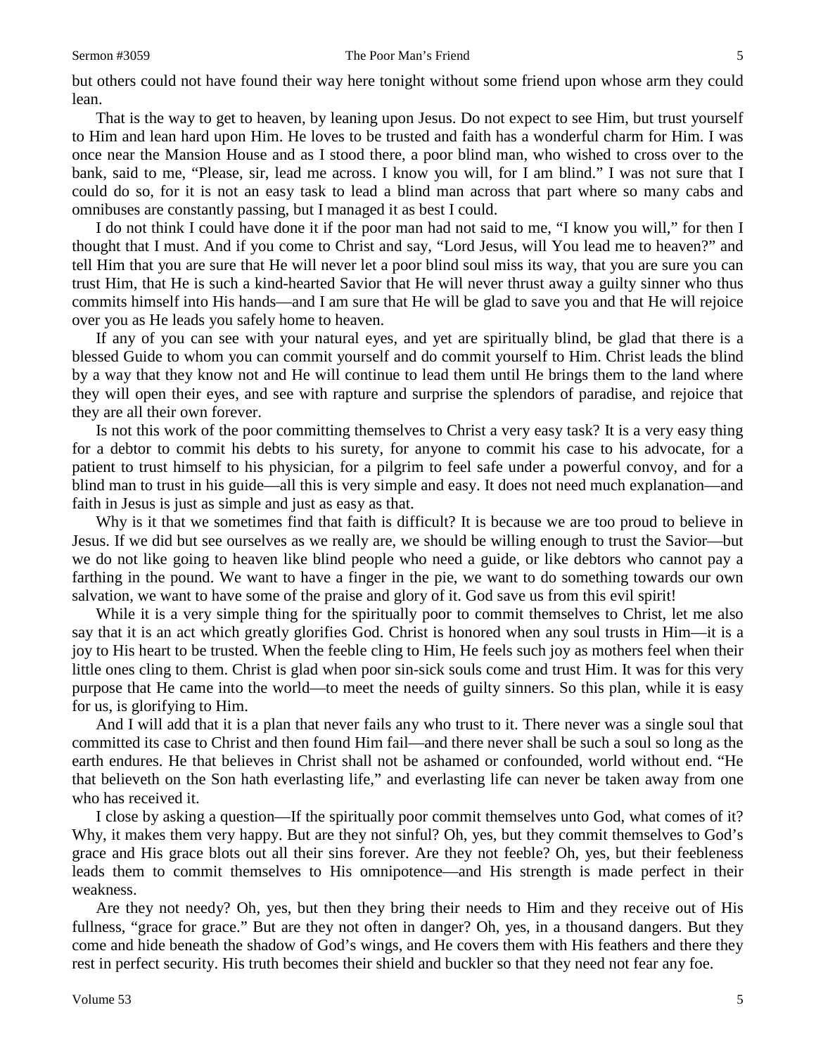but others could not have found their way here tonight without some friend upon whose arm they could lean.

That is the way to get to heaven, by leaning upon Jesus. Do not expect to see Him, but trust yourself to Him and lean hard upon Him. He loves to be trusted and faith has a wonderful charm for Him. I was once near the Mansion House and as I stood there, a poor blind man, who wished to cross over to the bank, said to me, "Please, sir, lead me across. I know you will, for I am blind." I was not sure that I could do so, for it is not an easy task to lead a blind man across that part where so many cabs and omnibuses are constantly passing, but I managed it as best I could.

I do not think I could have done it if the poor man had not said to me, "I know you will," for then I thought that I must. And if you come to Christ and say, "Lord Jesus, will You lead me to heaven?" and tell Him that you are sure that He will never let a poor blind soul miss its way, that you are sure you can trust Him, that He is such a kind-hearted Savior that He will never thrust away a guilty sinner who thus commits himself into His hands—and I am sure that He will be glad to save you and that He will rejoice over you as He leads you safely home to heaven.

If any of you can see with your natural eyes, and yet are spiritually blind, be glad that there is a blessed Guide to whom you can commit yourself and do commit yourself to Him. Christ leads the blind by a way that they know not and He will continue to lead them until He brings them to the land where they will open their eyes, and see with rapture and surprise the splendors of paradise, and rejoice that they are all their own forever.

Is not this work of the poor committing themselves to Christ a very easy task? It is a very easy thing for a debtor to commit his debts to his surety, for anyone to commit his case to his advocate, for a patient to trust himself to his physician, for a pilgrim to feel safe under a powerful convoy, and for a blind man to trust in his guide—all this is very simple and easy. It does not need much explanation—and faith in Jesus is just as simple and just as easy as that.

Why is it that we sometimes find that faith is difficult? It is because we are too proud to believe in Jesus. If we did but see ourselves as we really are, we should be willing enough to trust the Savior—but we do not like going to heaven like blind people who need a guide, or like debtors who cannot pay a farthing in the pound. We want to have a finger in the pie, we want to do something towards our own salvation, we want to have some of the praise and glory of it. God save us from this evil spirit!

While it is a very simple thing for the spiritually poor to commit themselves to Christ, let me also say that it is an act which greatly glorifies God. Christ is honored when any soul trusts in Him—it is a joy to His heart to be trusted. When the feeble cling to Him, He feels such joy as mothers feel when their little ones cling to them. Christ is glad when poor sin-sick souls come and trust Him. It was for this very purpose that He came into the world—to meet the needs of guilty sinners. So this plan, while it is easy for us, is glorifying to Him.

And I will add that it is a plan that never fails any who trust to it. There never was a single soul that committed its case to Christ and then found Him fail—and there never shall be such a soul so long as the earth endures. He that believes in Christ shall not be ashamed or confounded, world without end. "He that believeth on the Son hath everlasting life," and everlasting life can never be taken away from one who has received it.

I close by asking a question—If the spiritually poor commit themselves unto God, what comes of it? Why, it makes them very happy. But are they not sinful? Oh, yes, but they commit themselves to God's grace and His grace blots out all their sins forever. Are they not feeble? Oh, yes, but their feebleness leads them to commit themselves to His omnipotence—and His strength is made perfect in their weakness.

Are they not needy? Oh, yes, but then they bring their needs to Him and they receive out of His fullness, "grace for grace." But are they not often in danger? Oh, yes, in a thousand dangers. But they come and hide beneath the shadow of God's wings, and He covers them with His feathers and there they rest in perfect security. His truth becomes their shield and buckler so that they need not fear any foe.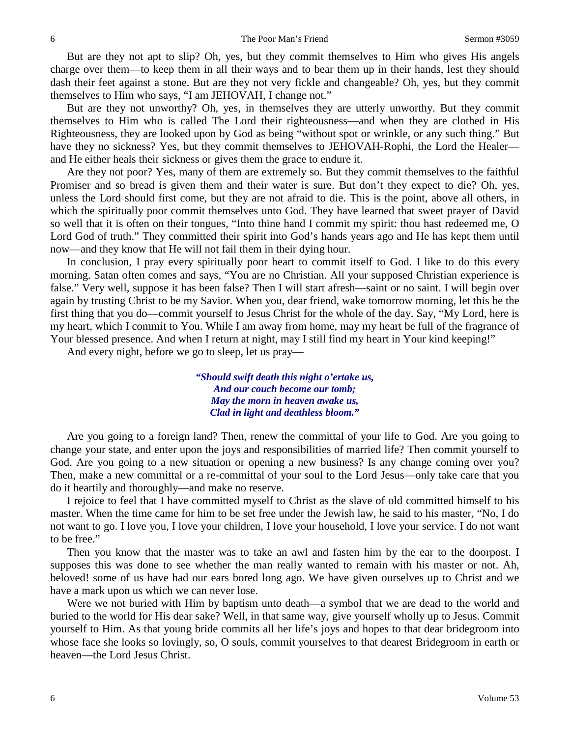But are they not apt to slip? Oh, yes, but they commit themselves to Him who gives His angels charge over them—to keep them in all their ways and to bear them up in their hands, lest they should dash their feet against a stone. But are they not very fickle and changeable? Oh, yes, but they commit themselves to Him who says, "I am JEHOVAH, I change not."

But are they not unworthy? Oh, yes, in themselves they are utterly unworthy. But they commit themselves to Him who is called The Lord their righteousness—and when they are clothed in His Righteousness, they are looked upon by God as being "without spot or wrinkle, or any such thing." But have they no sickness? Yes, but they commit themselves to JEHOVAH-Rophi, the Lord the Healer—and He either heals their sickness or gives them the grace to endure it.

Are they not poor? Yes, many of them are extremely so. But they commit themselves to the faithful Promiser and so bread is given them and their water is sure. But don't they expect to die? Oh, yes, unless the Lord should first come, but they are not afraid to die. This is the point, above all others, in which the spiritually poor commit themselves unto God. They have learned that sweet prayer of David so well that it is often on their tongues, "Into thine hand I commit my spirit: thou hast redeemed me, O Lord God of truth." They committed their spirit into God's hands years ago and He has kept them until now—and they know that He will not fail them in their dying hour.

In conclusion, I pray every spiritually poor heart to commit itself to God. I like to do this every morning. Satan often comes and says, "You are no Christian. All your supposed Christian experience is false." Very well, suppose it has been false? Then I will start afresh—saint or no saint. I will begin over again by trusting Christ to be my Savior. When you, dear friend, wake tomorrow morning, let this be the first thing that you do—commit yourself to Jesus Christ for the whole of the day. Say, "My Lord, here is my heart, which I commit to You. While I am away from home, may my heart be full of the fragrance of Your blessed presence. And when I return at night, may I still find my heart in Your kind keeping!"

And every night, before we go to sleep, let us pray—

> ***"Should swift death this night o'ertake us,***
> ***And our couch become our tomb;***
> ***May the morn in heaven awake us,***
> ***Clad in light and deathless bloom."***

Are you going to a foreign land? Then, renew the committal of your life to God. Are you going to change your state, and enter upon the joys and responsibilities of married life? Then commit yourself to God. Are you going to a new situation or opening a new business? Is any change coming over you? Then, make a new committal or a re-committal of your soul to the Lord Jesus—only take care that you do it heartily and thoroughly—and make no reserve.

I rejoice to feel that I have committed myself to Christ as the slave of old committed himself to his master. When the time came for him to be set free under the Jewish law, he said to his master, "No, I do not want to go. I love you, I love your children, I love your household, I love your service. I do not want to be free."

Then you know that the master was to take an awl and fasten him by the ear to the doorpost. I supposes this was done to see whether the man really wanted to remain with his master or not. Ah, beloved! some of us have had our ears bored long ago. We have given ourselves up to Christ and we have a mark upon us which we can never lose.

Were we not buried with Him by baptism unto death—a symbol that we are dead to the world and buried to the world for His dear sake? Well, in that same way, give yourself wholly up to Jesus. Commit yourself to Him. As that young bride commits all her life's joys and hopes to that dear bridegroom into whose face she looks so lovingly, so, O souls, commit yourselves to that dearest Bridegroom in earth or heaven—the Lord Jesus Christ.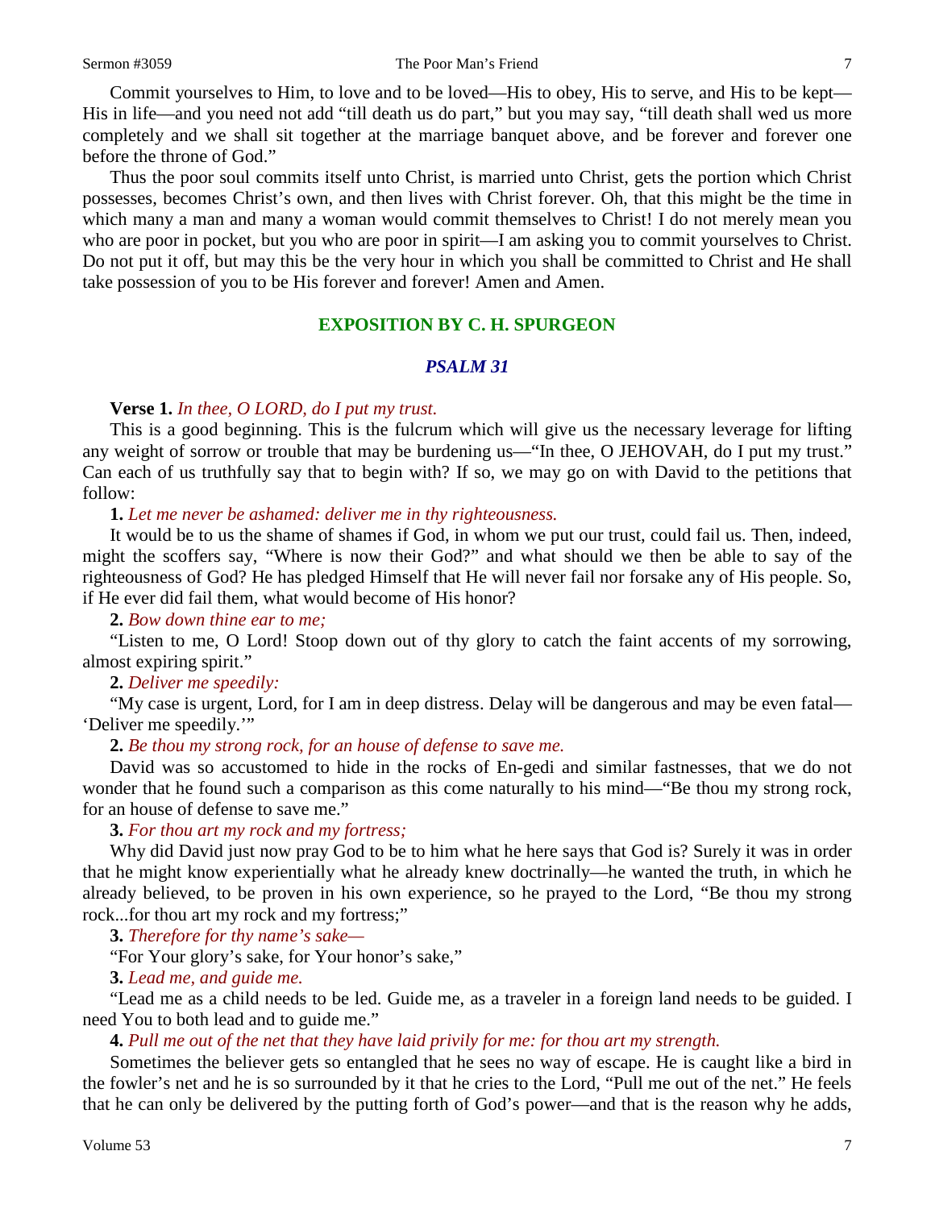Commit yourselves to Him, to love and to be loved—His to obey, His to serve, and His to be kept—His in life—and you need not add "till death us do part," but you may say, "till death shall wed us more completely and we shall sit together at the marriage banquet above, and be forever and forever one before the throne of God."

Thus the poor soul commits itself unto Christ, is married unto Christ, gets the portion which Christ possesses, becomes Christ's own, and then lives with Christ forever. Oh, that this might be the time in which many a man and many a woman would commit themselves to Christ! I do not merely mean you who are poor in pocket, but you who are poor in spirit—I am asking you to commit yourselves to Christ. Do not put it off, but may this be the very hour in which you shall be committed to Christ and He shall take possession of you to be His forever and forever! Amen and Amen.

## EXPOSITION BY C. H. SPURGEON

### *PSALM 31*

**Verse 1.** *In thee, O LORD, do I put my trust.*

This is a good beginning. This is the fulcrum which will give us the necessary leverage for lifting any weight of sorrow or trouble that may be burdening us—"In thee, O JEHOVAH, do I put my trust." Can each of us truthfully say that to begin with? If so, we may go on with David to the petitions that follow:

**1.** *Let me never be ashamed: deliver me in thy righteousness.*

It would be to us the shame of shames if God, in whom we put our trust, could fail us. Then, indeed, might the scoffers say, "Where is now their God?" and what should we then be able to say of the righteousness of God? He has pledged Himself that He will never fail nor forsake any of His people. So, if He ever did fail them, what would become of His honor?

**2.** *Bow down thine ear to me;*

"Listen to me, O Lord! Stoop down out of thy glory to catch the faint accents of my sorrowing, almost expiring spirit."

**2.** *Deliver me speedily:*

"My case is urgent, Lord, for I am in deep distress. Delay will be dangerous and may be even fatal—'Deliver me speedily.'"

**2.** *Be thou my strong rock, for an house of defense to save me.*

David was so accustomed to hide in the rocks of En-gedi and similar fastnesses, that we do not wonder that he found such a comparison as this come naturally to his mind—"Be thou my strong rock, for an house of defense to save me."

**3.** *For thou art my rock and my fortress;*

Why did David just now pray God to be to him what he here says that God is? Surely it was in order that he might know experientially what he already knew doctrinally—he wanted the truth, in which he already believed, to be proven in his own experience, so he prayed to the Lord, "Be thou my strong rock...for thou art my rock and my fortress;"

**3.** *Therefore for thy name's sake—*

"For Your glory's sake, for Your honor's sake,"

**3.** *Lead me, and guide me.*

"Lead me as a child needs to be led. Guide me, as a traveler in a foreign land needs to be guided. I need You to both lead and to guide me."

**4.** *Pull me out of the net that they have laid privily for me: for thou art my strength.*

Sometimes the believer gets so entangled that he sees no way of escape. He is caught like a bird in the fowler's net and he is so surrounded by it that he cries to the Lord, "Pull me out of the net." He feels that he can only be delivered by the putting forth of God's power—and that is the reason why he adds,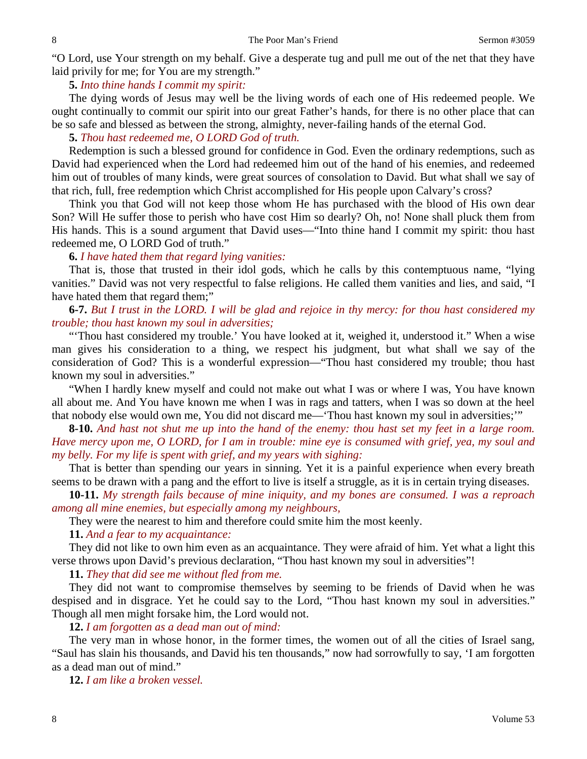"O Lord, use Your strength on my behalf. Give a desperate tug and pull me out of the net that they have laid privily for me; for You are my strength."

**5.** *Into thine hands I commit my spirit:*

The dying words of Jesus may well be the living words of each one of His redeemed people. We ought continually to commit our spirit into our great Father's hands, for there is no other place that can be so safe and blessed as between the strong, almighty, never-failing hands of the eternal God.

**5.** *Thou hast redeemed me, O LORD God of truth.*

Redemption is such a blessed ground for confidence in God. Even the ordinary redemptions, such as David had experienced when the Lord had redeemed him out of the hand of his enemies, and redeemed him out of troubles of many kinds, were great sources of consolation to David. But what shall we say of that rich, full, free redemption which Christ accomplished for His people upon Calvary's cross?

Think you that God will not keep those whom He has purchased with the blood of His own dear Son? Will He suffer those to perish who have cost Him so dearly? Oh, no! None shall pluck them from His hands. This is a sound argument that David uses—"Into thine hand I commit my spirit: thou hast redeemed me, O LORD God of truth."

**6.** *I have hated them that regard lying vanities:*

That is, those that trusted in their idol gods, which he calls by this contemptuous name, "lying vanities." David was not very respectful to false religions. He called them vanities and lies, and said, "I have hated them that regard them;"

**6-7.** *But I trust in the LORD. I will be glad and rejoice in thy mercy: for thou hast considered my trouble; thou hast known my soul in adversities;*

"'Thou hast considered my trouble.' You have looked at it, weighed it, understood it." When a wise man gives his consideration to a thing, we respect his judgment, but what shall we say of the consideration of God? This is a wonderful expression—"Thou hast considered my trouble; thou hast known my soul in adversities."

"When I hardly knew myself and could not make out what I was or where I was, You have known all about me. And You have known me when I was in rags and tatters, when I was so down at the heel that nobody else would own me, You did not discard me—'Thou hast known my soul in adversities;'"

**8-10.** *And hast not shut me up into the hand of the enemy: thou hast set my feet in a large room. Have mercy upon me, O LORD, for I am in trouble: mine eye is consumed with grief, yea, my soul and my belly. For my life is spent with grief, and my years with sighing:*

That is better than spending our years in sinning. Yet it is a painful experience when every breath seems to be drawn with a pang and the effort to live is itself a struggle, as it is in certain trying diseases.

**10-11.** *My strength fails because of mine iniquity, and my bones are consumed. I was a reproach among all mine enemies, but especially among my neighbours,*

They were the nearest to him and therefore could smite him the most keenly.

**11.** *And a fear to my acquaintance:*

They did not like to own him even as an acquaintance. They were afraid of him. Yet what a light this verse throws upon David's previous declaration, "Thou hast known my soul in adversities"!

**11.** *They that did see me without fled from me.*

They did not want to compromise themselves by seeming to be friends of David when he was despised and in disgrace. Yet he could say to the Lord, "Thou hast known my soul in adversities." Though all men might forsake him, the Lord would not.

**12.** *I am forgotten as a dead man out of mind:*

The very man in whose honor, in the former times, the women out of all the cities of Israel sang, "Saul has slain his thousands, and David his ten thousands," now had sorrowfully to say, 'I am forgotten as a dead man out of mind."

**12.** *I am like a broken vessel.*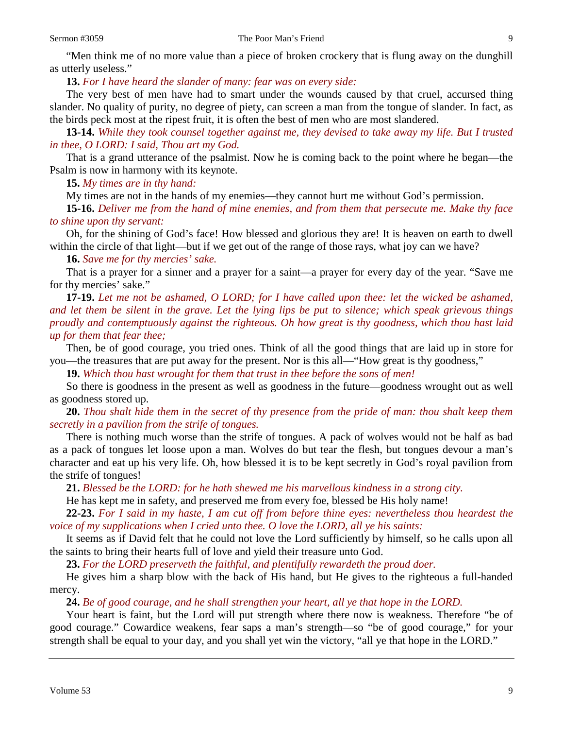"Men think me of no more value than a piece of broken crockery that is flung away on the dunghill as utterly useless."

**13.** *For I have heard the slander of many: fear was on every side:*

The very best of men have had to smart under the wounds caused by that cruel, accursed thing slander. No quality of purity, no degree of piety, can screen a man from the tongue of slander. In fact, as the birds peck most at the ripest fruit, it is often the best of men who are most slandered.

**13-14.** *While they took counsel together against me, they devised to take away my life. But I trusted in thee, O LORD: I said, Thou art my God.*

That is a grand utterance of the psalmist. Now he is coming back to the point where he began—the Psalm is now in harmony with its keynote.

**15.** *My times are in thy hand:*

My times are not in the hands of my enemies—they cannot hurt me without God's permission.

**15-16.** *Deliver me from the hand of mine enemies, and from them that persecute me. Make thy face to shine upon thy servant:*

Oh, for the shining of God's face! How blessed and glorious they are! It is heaven on earth to dwell within the circle of that light—but if we get out of the range of those rays, what joy can we have?

**16.** *Save me for thy mercies' sake.*

That is a prayer for a sinner and a prayer for a saint—a prayer for every day of the year. "Save me for thy mercies' sake."

**17-19.** *Let me not be ashamed, O LORD; for I have called upon thee: let the wicked be ashamed, and let them be silent in the grave. Let the lying lips be put to silence; which speak grievous things proudly and contemptuously against the righteous. Oh how great is thy goodness, which thou hast laid up for them that fear thee;*

Then, be of good courage, you tried ones. Think of all the good things that are laid up in store for you—the treasures that are put away for the present. Nor is this all—"How great is thy goodness,"

**19.** *Which thou hast wrought for them that trust in thee before the sons of men!*

So there is goodness in the present as well as goodness in the future—goodness wrought out as well as goodness stored up.

**20.** *Thou shalt hide them in the secret of thy presence from the pride of man: thou shalt keep them secretly in a pavilion from the strife of tongues.*

There is nothing much worse than the strife of tongues. A pack of wolves would not be half as bad as a pack of tongues let loose upon a man. Wolves do but tear the flesh, but tongues devour a man's character and eat up his very life. Oh, how blessed it is to be kept secretly in God's royal pavilion from the strife of tongues!

**21.** *Blessed be the LORD: for he hath shewed me his marvellous kindness in a strong city.*

He has kept me in safety, and preserved me from every foe, blessed be His holy name!

**22-23.** *For I said in my haste, I am cut off from before thine eyes: nevertheless thou heardest the voice of my supplications when I cried unto thee. O love the LORD, all ye his saints:*

It seems as if David felt that he could not love the Lord sufficiently by himself, so he calls upon all the saints to bring their hearts full of love and yield their treasure unto God.

**23.** *For the LORD preserveth the faithful, and plentifully rewardeth the proud doer.*

He gives him a sharp blow with the back of His hand, but He gives to the righteous a full-handed mercy.

**24.** *Be of good courage, and he shall strengthen your heart, all ye that hope in the LORD.*

Your heart is faint, but the Lord will put strength where there now is weakness. Therefore "be of good courage." Cowardice weakens, fear saps a man's strength—so "be of good courage," for your strength shall be equal to your day, and you shall yet win the victory, "all ye that hope in the LORD."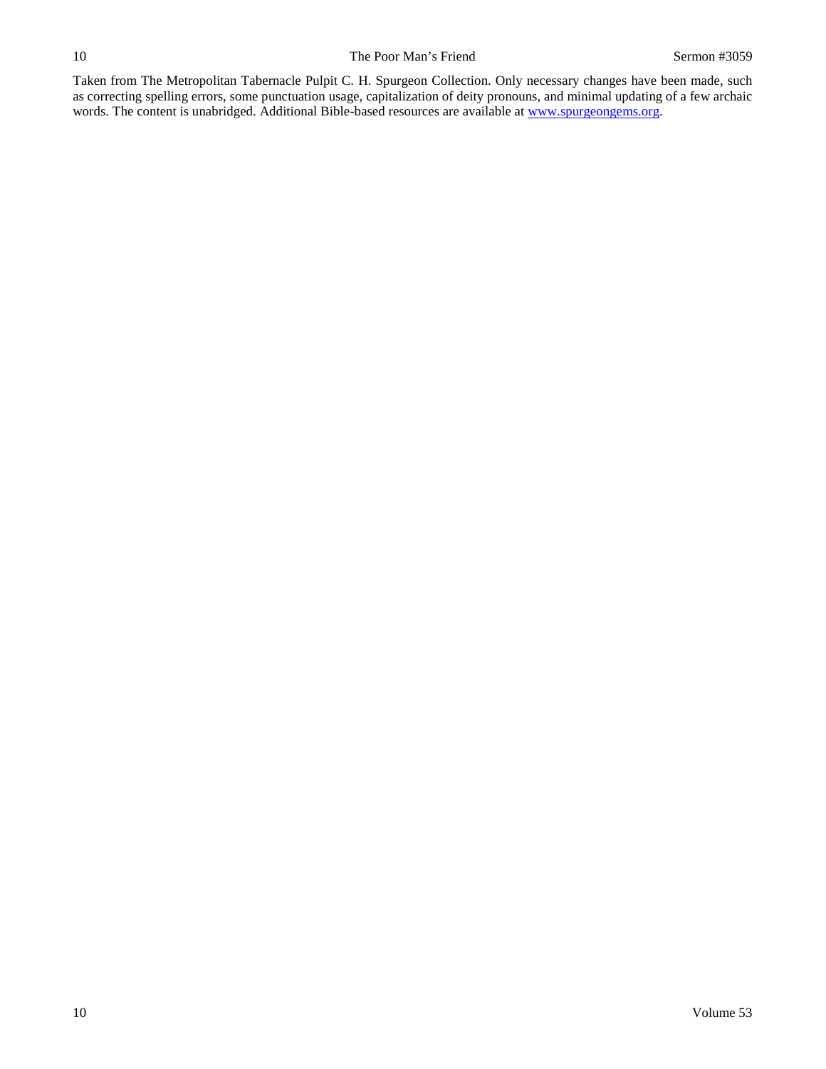Taken from The Metropolitan Tabernacle Pulpit C. H. Spurgeon Collection. Only necessary changes have been made, such as correcting spelling errors, some punctuation usage, capitalization of deity pronouns, and minimal updating of a few archaic words. The content is unabridged. Additional Bible-based resources are available at www.spurgeongems.org.